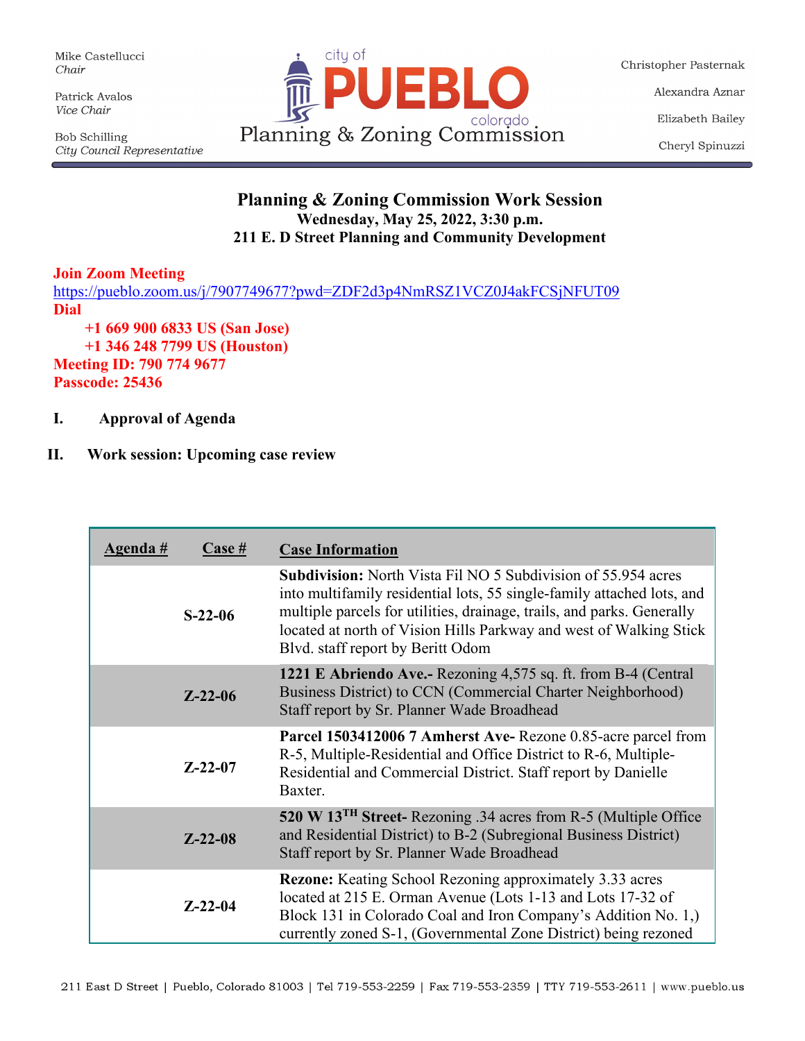Mike Castellucci
*Chair*

Patrick Avalos
*Vice Chair*

Bob Schilling
*City Council Representative*

city of **PUEBLO** colorado
Planning & Zoning Commission

Christopher Pasternak

Alexandra Aznar

Elizabeth Bailey

Cheryl Spinuzzi

# Planning & Zoning Commission Work Session

**Wednesday, May 25, 2022, 3:30 p.m.**
**211 E. D Street Planning and Community Development**

**Join Zoom Meeting**
https://pueblo.zoom.us/j/7907749677?pwd=ZDF2d3p4NmRSZ1VCZ0J4akFCSjNFUT09
**Dial**
**+1 669 900 6833 US (San Jose)**
**+1 346 248 7799 US (Houston)**
**Meeting ID: 790 774 9677**
**Passcode: 25436**

**I. Approval of Agenda**

**II. Work session: Upcoming case review**

| Agenda # | Case # | Case Information |
|---|---|---|
| | S-22-06 | **Subdivision:** North Vista Fil NO 5 Subdivision of 55.954 acres into multifamily residential lots, 55 single-family attached lots, and multiple parcels for utilities, drainage, trails, and parks. Generally located at north of Vision Hills Parkway and west of Walking Stick Blvd. staff report by Beritt Odom |
| | Z-22-06 | **1221 E Abriendo Ave.-** Rezoning 4,575 sq. ft. from B-4 (Central Business District) to CCN (Commercial Charter Neighborhood) Staff report by Sr. Planner Wade Broadhead |
| | Z-22-07 | **Parcel 1503412006 7 Amherst Ave-** Rezone 0.85-acre parcel from R-5, Multiple-Residential and Office District to R-6, Multiple-Residential and Commercial District. Staff report by Danielle Baxter. |
| | Z-22-08 | **520 W 13TH Street-** Rezoning .34 acres from R-5 (Multiple Office and Residential District) to B-2 (Subregional Business District) Staff report by Sr. Planner Wade Broadhead |
| | Z-22-04 | **Rezone:** Keating School Rezoning approximately 3.33 acres located at 215 E. Orman Avenue (Lots 1-13 and Lots 17-32 of Block 131 in Colorado Coal and Iron Company's Addition No. 1,) currently zoned S-1, (Governmental Zone District) being rezoned |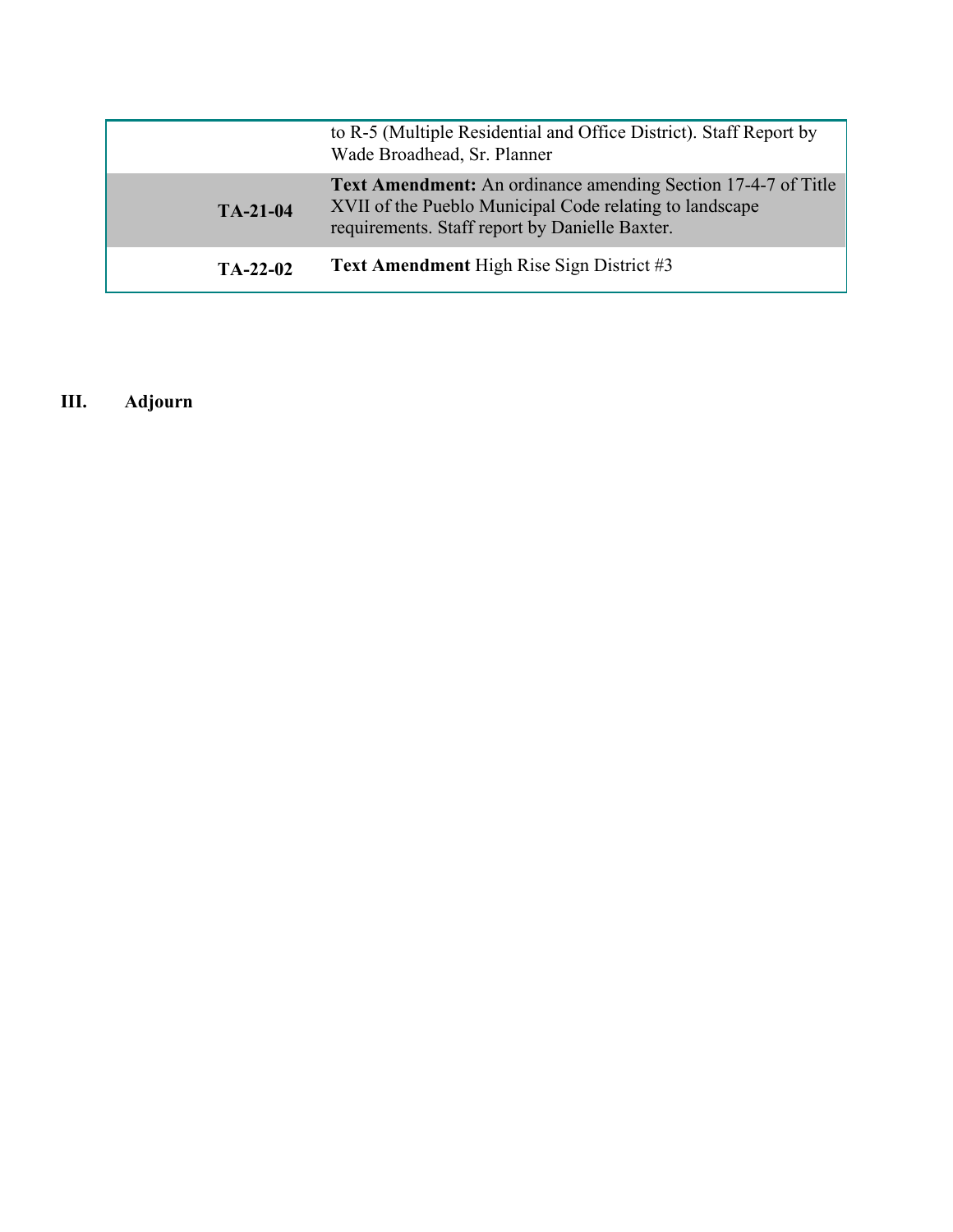| | |
|---|---|
| | to R-5 (Multiple Residential and Office District). Staff Report by Wade Broadhead, Sr. Planner |
| **TA-21-04** | **Text Amendment:** An ordinance amending Section 17-4-7 of Title XVII of the Pueblo Municipal Code relating to landscape requirements. Staff report by Danielle Baxter. |
| **TA-22-02** | **Text Amendment** High Rise Sign District #3 |

## III. Adjourn